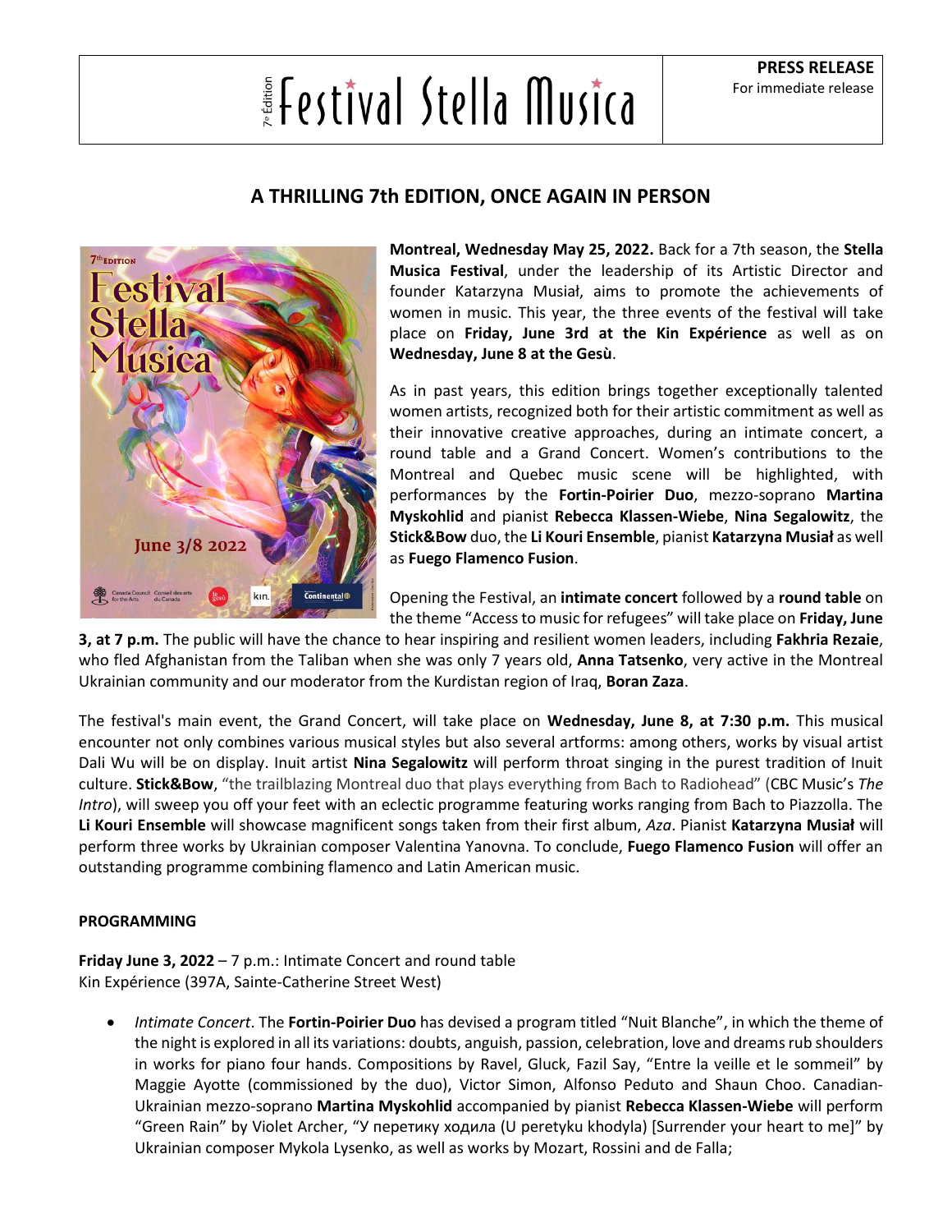7e Édition Festival Stella Musica

**PRESS RELEASE**
For immediate release

# A THRILLING 7th EDITION, ONCE AGAIN IN PERSON

**Montreal, Wednesday May 25, 2022.** Back for a 7th season, the **Stella Musica Festival**, under the leadership of its Artistic Director and founder Katarzyna Musiał, aims to promote the achievements of women in music. This year, the three events of the festival will take place on **Friday, June 3rd at the Kin Expérience** as well as on **Wednesday, June 8 at the Gesù**.

As in past years, this edition brings together exceptionally talented women artists, recognized both for their artistic commitment as well as their innovative creative approaches, during an intimate concert, a round table and a Grand Concert. Women's contributions to the Montreal and Quebec music scene will be highlighted, with performances by the **Fortin-Poirier Duo**, mezzo-soprano **Martina Myskohlid** and pianist **Rebecca Klassen-Wiebe**, **Nina Segalowitz**, the **Stick&Bow** duo, the **Li Kouri Ensemble**, pianist **Katarzyna Musiał** as well as **Fuego Flamenco Fusion**.

Opening the Festival, an **intimate concert** followed by a **round table** on the theme "Access to music for refugees" will take place on **Friday, June 3, at 7 p.m.** The public will have the chance to hear inspiring and resilient women leaders, including **Fakhria Rezaie**, who fled Afghanistan from the Taliban when she was only 7 years old, **Anna Tatsenko**, very active in the Montreal Ukrainian community and our moderator from the Kurdistan region of Iraq, **Boran Zaza**.

The festival's main event, the Grand Concert, will take place on **Wednesday, June 8, at 7:30 p.m.** This musical encounter not only combines various musical styles but also several artforms: among others, works by visual artist Dali Wu will be on display. Inuit artist **Nina Segalowitz** will perform throat singing in the purest tradition of Inuit culture. **Stick&Bow**, "the trailblazing Montreal duo that plays everything from Bach to Radiohead" (CBC Music's *The Intro*), will sweep you off your feet with an eclectic programme featuring works ranging from Bach to Piazzolla. The **Li Kouri Ensemble** will showcase magnificent songs taken from their first album, *Aza*. Pianist **Katarzyna Musiał** will perform three works by Ukrainian composer Valentina Yanovna. To conclude, **Fuego Flamenco Fusion** will offer an outstanding programme combining flamenco and Latin American music.

## PROGRAMMING

**Friday June 3, 2022** – 7 p.m.: Intimate Concert and round table
Kin Expérience (397A, Sainte-Catherine Street West)

- *Intimate Concert*. The **Fortin-Poirier Duo** has devised a program titled "Nuit Blanche", in which the theme of the night is explored in all its variations: doubts, anguish, passion, celebration, love and dreams rub shoulders in works for piano four hands. Compositions by Ravel, Gluck, Fazil Say, "Entre la veille et le sommeil" by Maggie Ayotte (commissioned by the duo), Victor Simon, Alfonso Peduto and Shaun Choo. Canadian-Ukrainian mezzo-soprano **Martina Myskohlid** accompanied by pianist **Rebecca Klassen-Wiebe** will perform "Green Rain" by Violet Archer, "У перетику ходила (U peretyku khodyla) [Surrender your heart to me]" by Ukrainian composer Mykola Lysenko, as well as works by Mozart, Rossini and de Falla;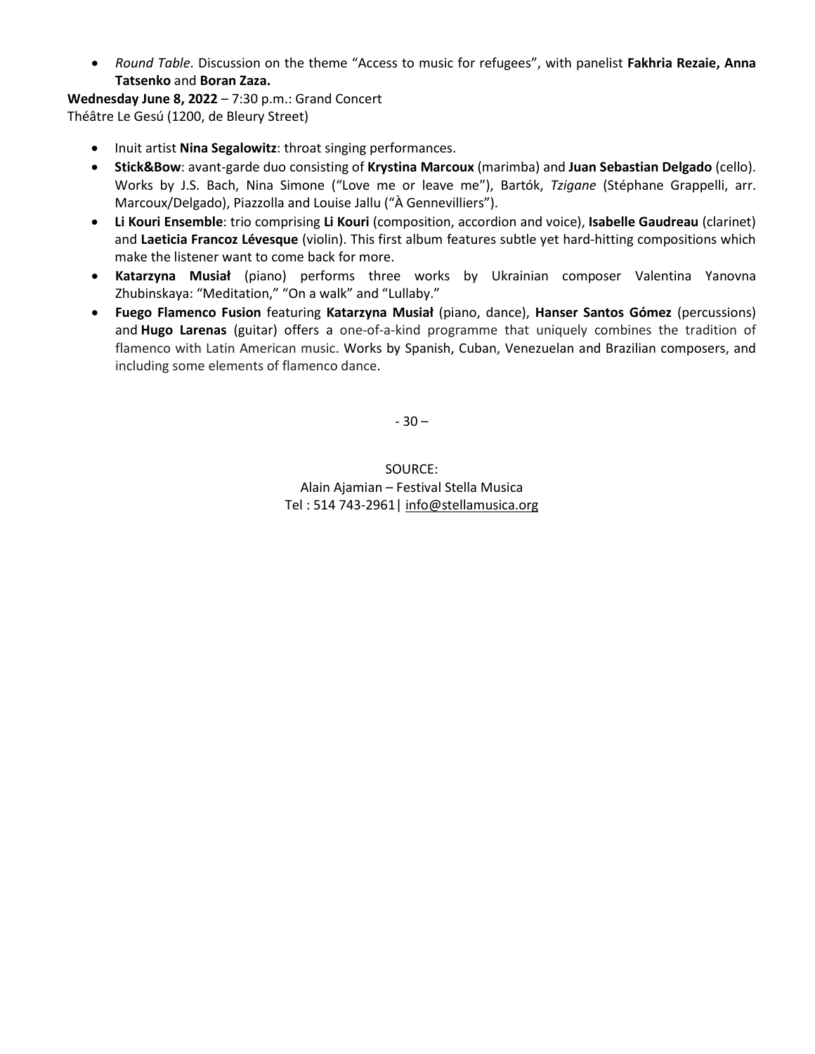- *Round Table*. Discussion on the theme "Access to music for refugees", with panelist **Fakhria Rezaie, Anna Tatsenko** and **Boran Zaza.**

**Wednesday June 8, 2022** – 7:30 p.m.: Grand Concert
Théâtre Le Gesú (1200, de Bleury Street)

- Inuit artist **Nina Segalowitz**: throat singing performances.
- **Stick&Bow**: avant-garde duo consisting of **Krystina Marcoux** (marimba) and **Juan Sebastian Delgado** (cello). Works by J.S. Bach, Nina Simone ("Love me or leave me"), Bartók, *Tzigane* (Stéphane Grappelli, arr. Marcoux/Delgado), Piazzolla and Louise Jallu ("À Gennevilliers").
- **Li Kouri Ensemble**: trio comprising **Li Kouri** (composition, accordion and voice), **Isabelle Gaudreau** (clarinet) and **Laeticia Francoz Lévesque** (violin). This first album features subtle yet hard-hitting compositions which make the listener want to come back for more.
- **Katarzyna Musiał** (piano) performs three works by Ukrainian composer Valentina Yanovna Zhubinskaya: "Meditation," "On a walk" and "Lullaby."
- **Fuego Flamenco Fusion** featuring **Katarzyna Musiał** (piano, dance), **Hanser Santos Gómez** (percussions) and **Hugo Larenas** (guitar) offers a one-of-a-kind programme that uniquely combines the tradition of flamenco with Latin American music. Works by Spanish, Cuban, Venezuelan and Brazilian composers, and including some elements of flamenco dance.

- 30 –

SOURCE:
Alain Ajamian – Festival Stella Musica
Tel : 514 743-2961| info@stellamusica.org